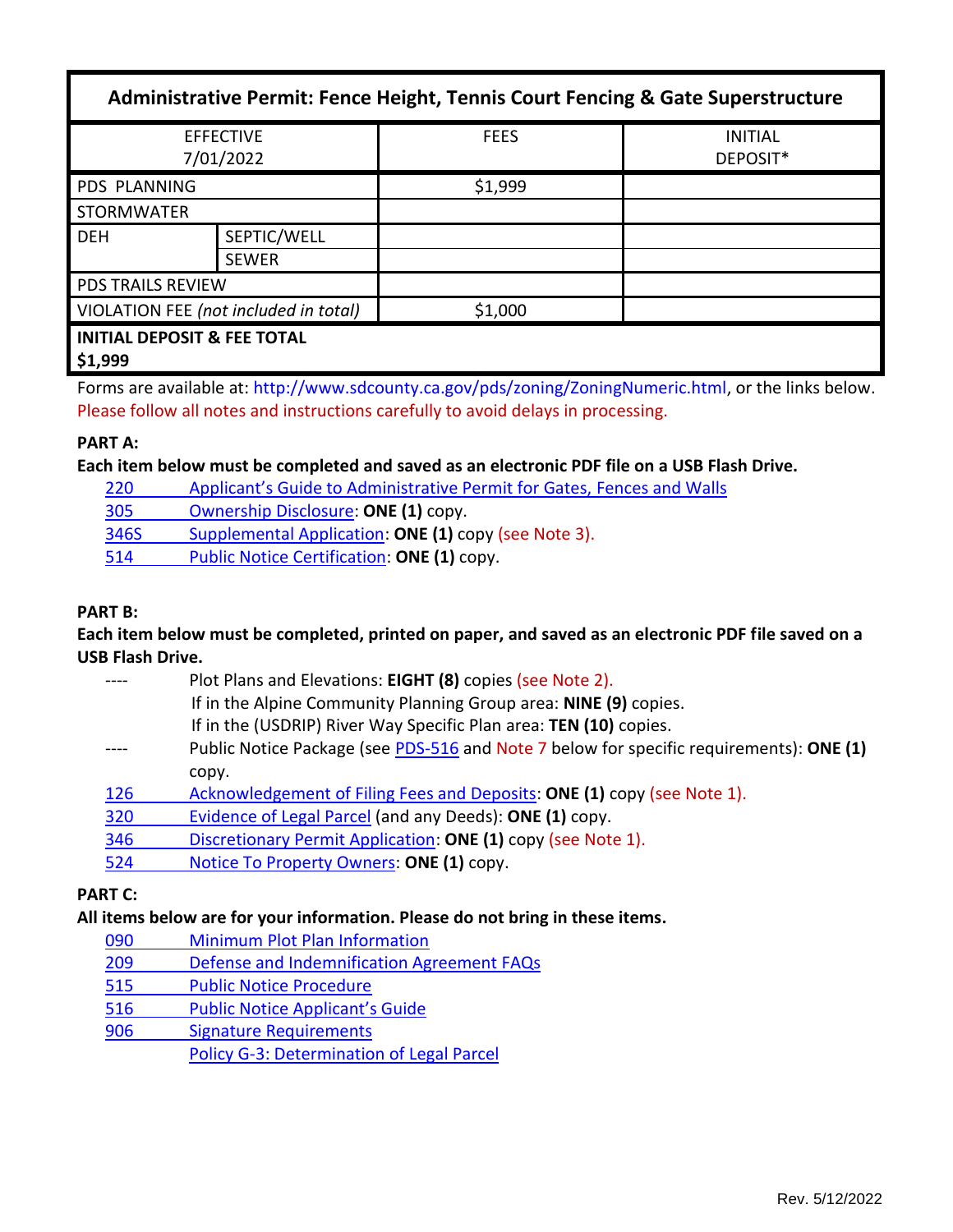| Administrative Permit: Fence Height, Tennis Court Fencing & Gate Superstructure | | | |
|---|---|---|---|
| EFFECTIVE 7/01/2022 | | FEES | INITIAL DEPOSIT* |
| PDS PLANNING | | $1,999 | |
| STORMWATER | | | |
| DEH | SEPTIC/WELL | | |
| | SEWER | | |
| PDS TRAILS REVIEW | | | |
| VIOLATION FEE *(not included in total)* | | $1,000 | |
| **INITIAL DEPOSIT & FEE TOTAL $1,999** | | | |

Forms are available at: http://www.sdcounty.ca.gov/pds/zoning/ZoningNumeric.html, or the links below. Please follow all notes and instructions carefully to avoid delays in processing.

**PART A:**

**Each item below must be completed and saved as an electronic PDF file on a USB Flash Drive.**

- 220 Applicant's Guide to Administrative Permit for Gates, Fences and Walls
- 305 Ownership Disclosure: **ONE (1)** copy.
- 346S Supplemental Application: **ONE (1)** copy (see Note 3).
- 514 Public Notice Certification: **ONE (1)** copy.

**PART B:**

**Each item below must be completed, printed on paper, and saved as an electronic PDF file saved on a USB Flash Drive.**

- ---- Plot Plans and Elevations: **EIGHT (8)** copies (see Note 2).
  If in the Alpine Community Planning Group area: **NINE (9)** copies.
  If in the (USDRIP) River Way Specific Plan area: **TEN (10)** copies.
- ---- Public Notice Package (see PDS-516 and Note 7 below for specific requirements): **ONE (1)** copy.
- 126 Acknowledgement of Filing Fees and Deposits: **ONE (1)** copy (see Note 1).
- 320 Evidence of Legal Parcel (and any Deeds): **ONE (1)** copy.
- 346 Discretionary Permit Application: **ONE (1)** copy (see Note 1).
- 524 Notice To Property Owners: **ONE (1)** copy.

**PART C:**

**All items below are for your information. Please do not bring in these items.**

- 090 Minimum Plot Plan Information
- 209 Defense and Indemnification Agreement FAQs
- 515 Public Notice Procedure
- 516 Public Notice Applicant's Guide
- 906 Signature Requirements
- Policy G-3: Determination of Legal Parcel

Rev. 5/12/2022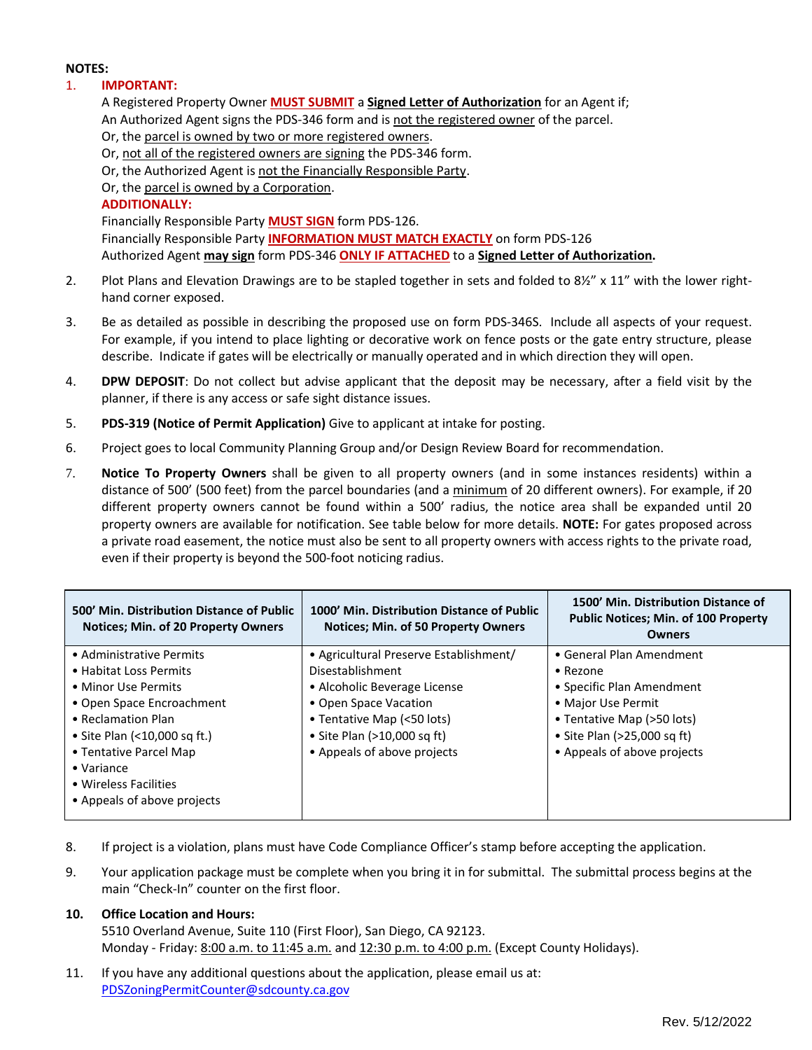**NOTES:**

1. **IMPORTANT:**

   A Registered Property Owner **MUST SUBMIT** a **Signed Letter of Authorization** for an Agent if;
   An Authorized Agent signs the PDS-346 form and is not the registered owner of the parcel.
   Or, the parcel is owned by two or more registered owners.
   Or, not all of the registered owners are signing the PDS-346 form.
   Or, the Authorized Agent is not the Financially Responsible Party.
   Or, the parcel is owned by a Corporation.

   **ADDITIONALLY:**

   Financially Responsible Party **MUST SIGN** form PDS-126.
   Financially Responsible Party **INFORMATION MUST MATCH EXACTLY** on form PDS-126
   Authorized Agent **may sign** form PDS-346 **ONLY IF ATTACHED** to a **Signed Letter of Authorization.**

2. Plot Plans and Elevation Drawings are to be stapled together in sets and folded to 8½" x 11" with the lower right-hand corner exposed.

3. Be as detailed as possible in describing the proposed use on form PDS-346S. Include all aspects of your request. For example, if you intend to place lighting or decorative work on fence posts or the gate entry structure, please describe. Indicate if gates will be electrically or manually operated and in which direction they will open.

4. **DPW DEPOSIT**: Do not collect but advise applicant that the deposit may be necessary, after a field visit by the planner, if there is any access or safe sight distance issues.

5. **PDS-319 (Notice of Permit Application)** Give to applicant at intake for posting.

6. Project goes to local Community Planning Group and/or Design Review Board for recommendation.

7. **Notice To Property Owners** shall be given to all property owners (and in some instances residents) within a distance of 500' (500 feet) from the parcel boundaries (and a minimum of 20 different owners). For example, if 20 different property owners cannot be found within a 500' radius, the notice area shall be expanded until 20 property owners are available for notification. See table below for more details. **NOTE:** For gates proposed across a private road easement, the notice must also be sent to all property owners with access rights to the private road, even if their property is beyond the 500-foot noticing radius.

| 500' Min. Distribution Distance of Public Notices; Min. of 20 Property Owners | 1000' Min. Distribution Distance of Public Notices; Min. of 50 Property Owners | 1500' Min. Distribution Distance of Public Notices; Min. of 100 Property Owners |
|---|---|---|
| • Administrative Permits<br>• Habitat Loss Permits<br>• Minor Use Permits<br>• Open Space Encroachment<br>• Reclamation Plan<br>• Site Plan (<10,000 sq ft.)<br>• Tentative Parcel Map<br>• Variance<br>• Wireless Facilities<br>• Appeals of above projects | • Agricultural Preserve Establishment/ Disestablishment<br>• Alcoholic Beverage License<br>• Open Space Vacation<br>• Tentative Map (<50 lots)<br>• Site Plan (>10,000 sq ft)<br>• Appeals of above projects | • General Plan Amendment<br>• Rezone<br>• Specific Plan Amendment<br>• Major Use Permit<br>• Tentative Map (>50 lots)<br>• Site Plan (>25,000 sq ft)<br>• Appeals of above projects |

8. If project is a violation, plans must have Code Compliance Officer's stamp before accepting the application.

9. Your application package must be complete when you bring it in for submittal. The submittal process begins at the main "Check-In" counter on the first floor.

10. **Office Location and Hours:**
    5510 Overland Avenue, Suite 110 (First Floor), San Diego, CA 92123.
    Monday - Friday: 8:00 a.m. to 11:45 a.m. and 12:30 p.m. to 4:00 p.m. (Except County Holidays).

11. If you have any additional questions about the application, please email us at: PDSZoningPermitCounter@sdcounty.ca.gov

Rev. 5/12/2022